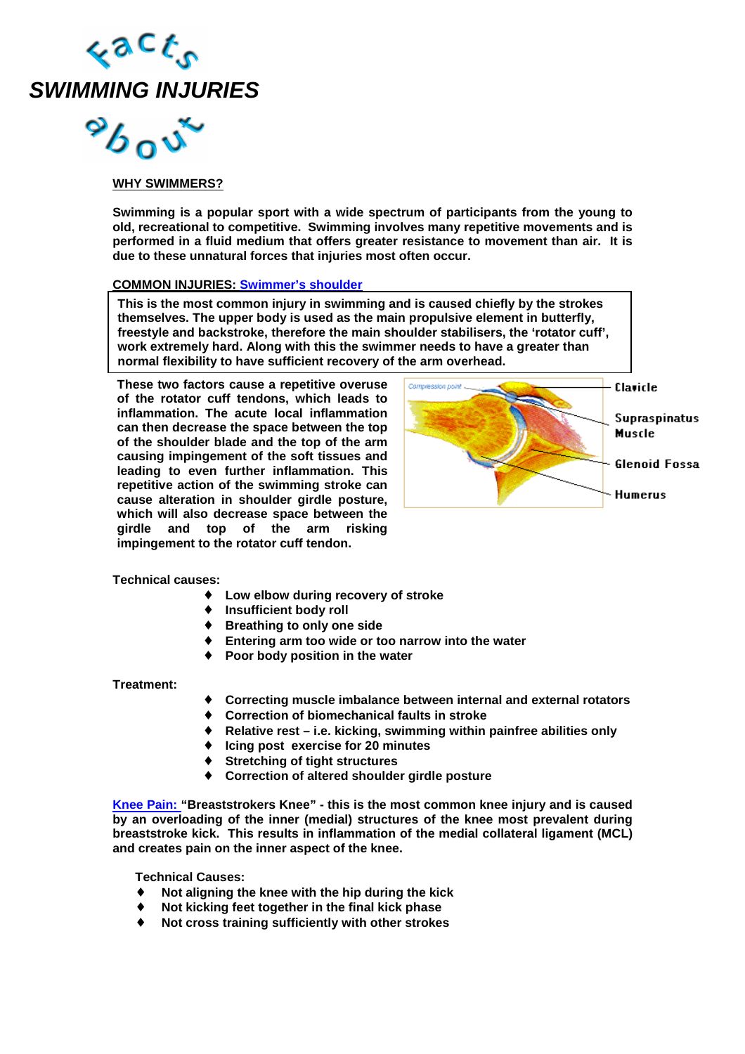# Facts About SWIMMING INJURIES

**WHY SWIMMERS?**

**Swimming is a popular sport with a wide spectrum of participants from the young to old, recreational to competitive. Swimming involves many repetitive movements and is performed in a fluid medium that offers greater resistance to movement than air. It is due to these unnatural forces that injuries most often occur.**

**COMMON INJURIES: Swimmer's shoulder**

**This is the most common injury in swimming and is caused chiefly by the strokes themselves. The upper body is used as the main propulsive element in butterfly, freestyle and backstroke, therefore the main shoulder stabilisers, the 'rotator cuff', work extremely hard. Along with this the swimmer needs to have a greater than normal flexibility to have sufficient recovery of the arm overhead.**

**These two factors cause a repetitive overuse of the rotator cuff tendons, which leads to inflammation. The acute local inflammation can then decrease the space between the top of the shoulder blade and the top of the arm causing impingement of the soft tissues and leading to even further inflammation. This repetitive action of the swimming stroke can cause alteration in shoulder girdle posture, which will also decrease space between the girdle and top of the arm risking impingement to the rotator cuff tendon.**

Compression point — Clavicle — Supraspinatus Muscle — Glenoid Fossa — Humerus

**Technical causes:**

- **Low elbow during recovery of stroke**
- **Insufficient body roll**
- **Breathing to only one side**
- **Entering arm too wide or too narrow into the water**
- **Poor body position in the water**

**Treatment:**

- **Correcting muscle imbalance between internal and external rotators**
- **Correction of biomechanical faults in stroke**
- **Relative rest – i.e. kicking, swimming within painfree abilities only**
- **Icing post exercise for 20 minutes**
- **Stretching of tight structures**
- **Correction of altered shoulder girdle posture**

**Knee Pain: "Breaststrokers Knee" - this is the most common knee injury and is caused by an overloading of the inner (medial) structures of the knee most prevalent during breaststroke kick. This results in inflammation of the medial collateral ligament (MCL) and creates pain on the inner aspect of the knee.**

**Technical Causes:**

- **Not aligning the knee with the hip during the kick**
- **Not kicking feet together in the final kick phase**
- **Not cross training sufficiently with other strokes**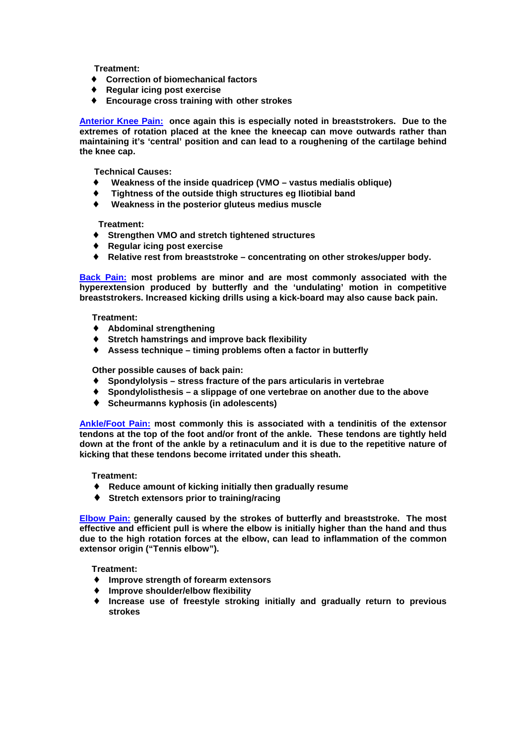**Treatment:**

- **Correction of biomechanical factors**
- **Regular icing post exercise**
- **Encourage cross training with other strokes**

**Anterior Knee Pain:** **once again this is especially noted in breaststrokers. Due to the extremes of rotation placed at the knee the kneecap can move outwards rather than maintaining it's 'central' position and can lead to a roughening of the cartilage behind the knee cap.**

**Technical Causes:**

- **Weakness of the inside quadricep (VMO – vastus medialis oblique)**
- **Tightness of the outside thigh structures eg Iliotibial band**
- **Weakness in the posterior gluteus medius muscle**

**Treatment:**

- **Strengthen VMO and stretch tightened structures**
- **Regular icing post exercise**
- **Relative rest from breaststroke – concentrating on other strokes/upper body.**

**Back Pain:** **most problems are minor and are most commonly associated with the hyperextension produced by butterfly and the 'undulating' motion in competitive breaststrokers. Increased kicking drills using a kick-board may also cause back pain.**

**Treatment:**

- **Abdominal strengthening**
- **Stretch hamstrings and improve back flexibility**
- **Assess technique – timing problems often a factor in butterfly**

**Other possible causes of back pain:**

- **Spondylolysis – stress fracture of the pars articularis in vertebrae**
- **Spondylolisthesis – a slippage of one vertebrae on another due to the above**
- **Scheurmanns kyphosis (in adolescents)**

**Ankle/Foot Pain:** **most commonly this is associated with a tendinitis of the extensor tendons at the top of the foot and/or front of the ankle. These tendons are tightly held down at the front of the ankle by a retinaculum and it is due to the repetitive nature of kicking that these tendons become irritated under this sheath.**

**Treatment:**

- **Reduce amount of kicking initially then gradually resume**
- **Stretch extensors prior to training/racing**

**Elbow Pain:** **generally caused by the strokes of butterfly and breaststroke. The most effective and efficient pull is where the elbow is initially higher than the hand and thus due to the high rotation forces at the elbow, can lead to inflammation of the common extensor origin ("Tennis elbow").**

**Treatment:**

- **Improve strength of forearm extensors**
- **Improve shoulder/elbow flexibility**
- **Increase use of freestyle stroking initially and gradually return to previous strokes**